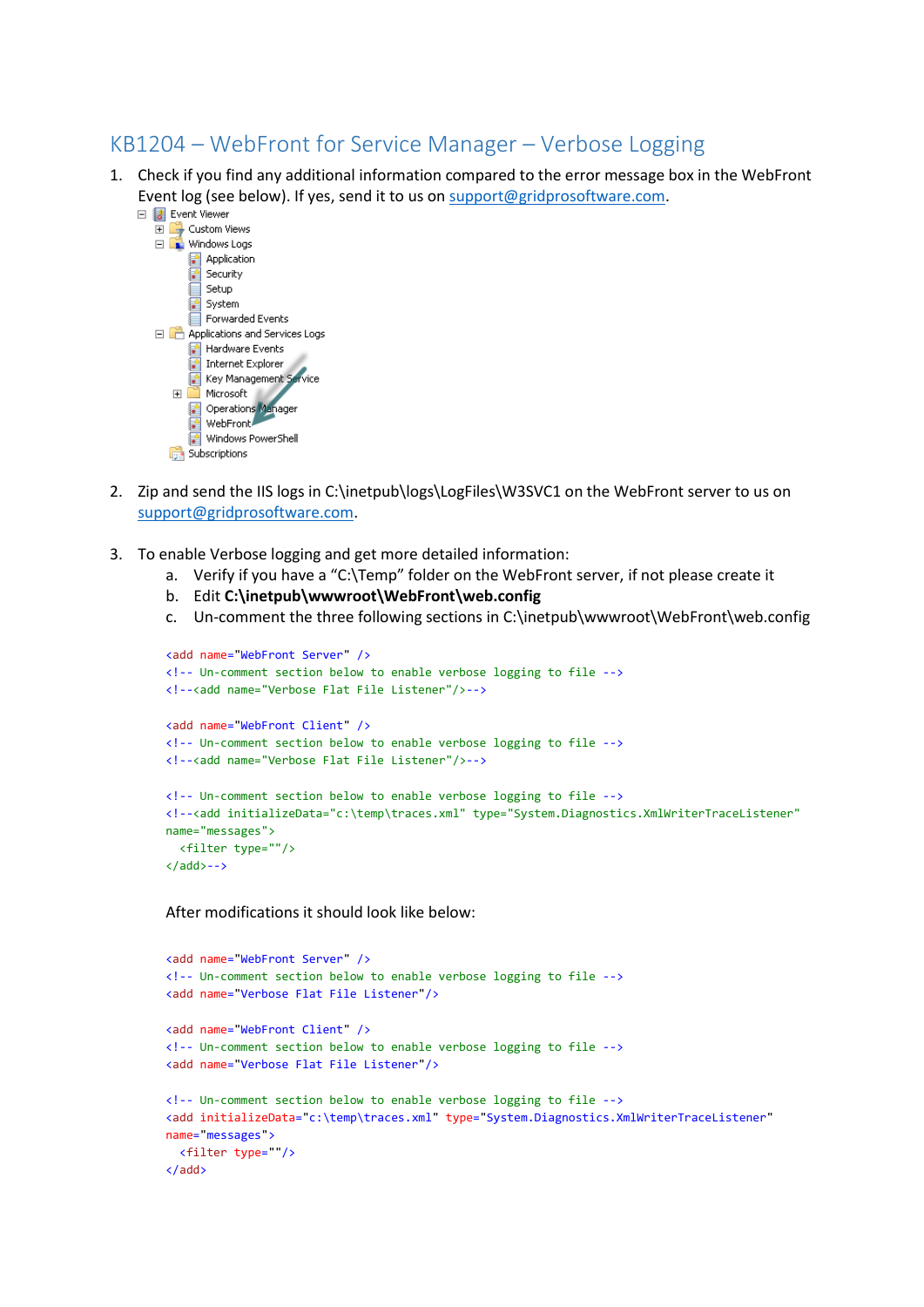# KB1204 – WebFront for Service Manager – Verbose Logging

1. Check if you find any additional information compared to the error message box in the WebFront Event log (see below). If yes, send it to us on support@gridprosoftware.com.

   Event Viewer
   - Custom Views
   - Windows Logs
     - Application
     - Security
     - Setup
     - System
     - Forwarded Events
   - Applications and Services Logs
     - Hardware Events
     - Internet Explorer
     - Key Management Service
     - Microsoft
     - Operations Manager
     - WebFront
     - Windows PowerShell
   - Subscriptions

2. Zip and send the IIS logs in C:\inetpub\logs\LogFiles\W3SVC1 on the WebFront server to us on support@gridprosoftware.com.

3. To enable Verbose logging and get more detailed information:
   a. Verify if you have a "C:\Temp" folder on the WebFront server, if not please create it
   b. Edit **C:\inetpub\wwwroot\WebFront\web.config**
   c. Un-comment the three following sections in C:\inetpub\wwwroot\WebFront\web.config

```
<add name="WebFront Server" />
<!-- Un-comment section below to enable verbose logging to file -->
<!--<add name="Verbose Flat File Listener"/>-->

<add name="WebFront Client" />
<!-- Un-comment section below to enable verbose logging to file -->
<!--<add name="Verbose Flat File Listener"/>-->

<!-- Un-comment section below to enable verbose logging to file -->
<!--<add initializeData="c:\temp\traces.xml" type="System.Diagnostics.XmlWriterTraceListener"
name="messages">
  <filter type=""/>
</add>-->
```

After modifications it should look like below:

```
<add name="WebFront Server" />
<!-- Un-comment section below to enable verbose logging to file -->
<add name="Verbose Flat File Listener"/>

<add name="WebFront Client" />
<!-- Un-comment section below to enable verbose logging to file -->
<add name="Verbose Flat File Listener"/>

<!-- Un-comment section below to enable verbose logging to file -->
<add initializeData="c:\temp\traces.xml" type="System.Diagnostics.XmlWriterTraceListener"
name="messages">
  <filter type=""/>
</add>
```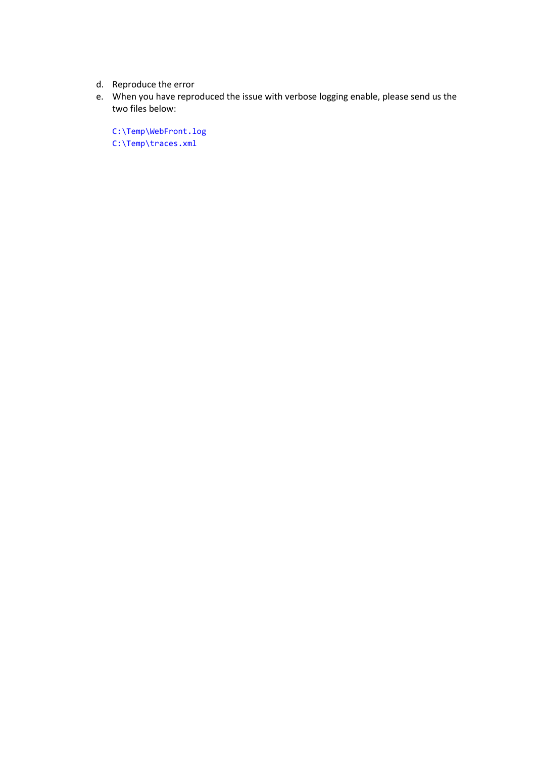d. Reproduce the error
e. When you have reproduced the issue with verbose logging enable, please send us the two files below:

```
C:\Temp\WebFront.log
C:\Temp\traces.xml
```